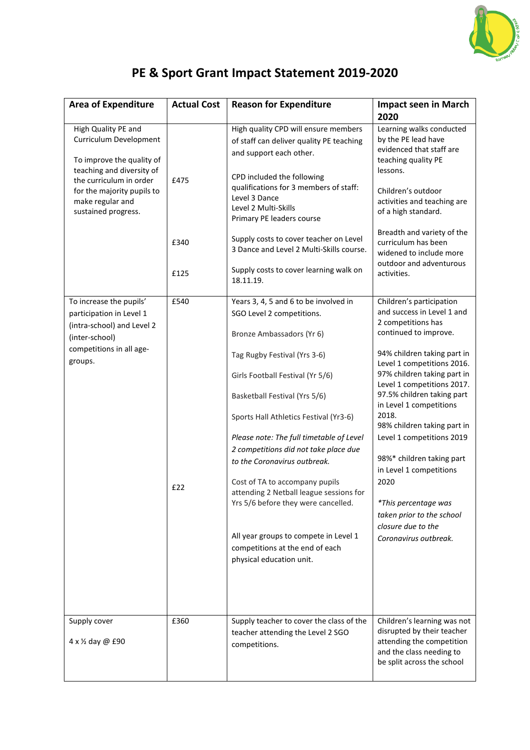# PE & Sport Grant Impact Statement 2019-2020

| Area of Expenditure | Actual Cost | Reason for Expenditure | Impact seen in March 2020 |
|---|---|---|---|
| High Quality PE and Curriculum Development<br><br>To improve the quality of teaching and diversity of the curriculum in order for the majority pupils to make regular and sustained progress. | £475<br><br>£340<br><br>£125 | High quality CPD will ensure members of staff can deliver quality PE teaching and support each other.<br><br>CPD included the following qualifications for 3 members of staff:<br>Level 3 Dance<br>Level 2 Multi-Skills<br>Primary PE leaders course<br><br>Supply costs to cover teacher on Level 3 Dance and Level 2 Multi-Skills course.<br><br>Supply costs to cover learning walk on 18.11.19. | Learning walks conducted by the PE lead have evidenced that staff are teaching quality PE lessons.<br><br>Children's outdoor activities and teaching are of a high standard.<br><br>Breadth and variety of the curriculum has been widened to include more outdoor and adventurous activities. |
| To increase the pupils' participation in Level 1 (intra-school) and Level 2 (inter-school) competitions in all age-groups. | £540<br><br>£22 | Years 3, 4, 5 and 6 to be involved in SGO Level 2 competitions.<br><br>Bronze Ambassadors (Yr 6)<br><br>Tag Rugby Festival (Yrs 3-6)<br><br>Girls Football Festival (Yr 5/6)<br><br>Basketball Festival (Yrs 5/6)<br><br>Sports Hall Athletics Festival (Yr3-6)<br><br>*Please note: The full timetable of Level 2 competitions did not take place due to the Coronavirus outbreak.*<br><br>Cost of TA to accompany pupils attending 2 Netball league sessions for Yrs 5/6 before they were cancelled.<br><br>All year groups to compete in Level 1 competitions at the end of each physical education unit. | Children's participation and success in Level 1 and 2 competitions has continued to improve.<br><br>94% children taking part in Level 1 competitions 2016.<br>97% children taking part in Level 1 competitions 2017.<br>97.5% children taking part in Level 1 competitions 2018.<br>98% children taking part in Level 1 competitions 2019<br><br>98%* children taking part in Level 1 competitions 2020<br><br>*\*This percentage was taken prior to the school closure due to the Coronavirus outbreak.* |
| Supply cover<br><br>4 x ½ day @ £90 | £360 | Supply teacher to cover the class of the teacher attending the Level 2 SGO competitions. | Children's learning was not disrupted by their teacher attending the competition and the class needing to be split across the school |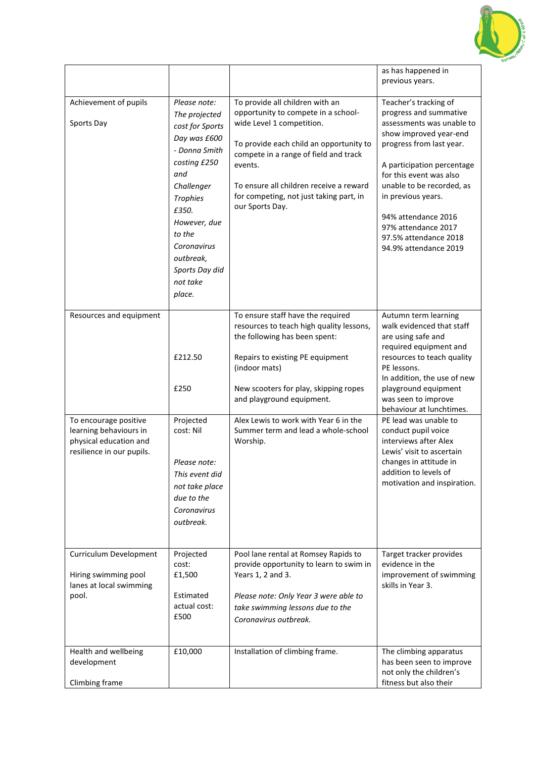| | | | |
|---|---|---|---|
| | | | as has happened in previous years. |
| Achievement of pupils<br><br>Sports Day | *Please note: The projected cost for Sports Day was £600 - Donna Smith costing £250 and Challenger Trophies £350. However, due to the Coronavirus outbreak, Sports Day did not take place.* | To provide all children with an opportunity to compete in a school-wide Level 1 competition.<br><br>To provide each child an opportunity to compete in a range of field and track events.<br><br>To ensure all children receive a reward for competing, not just taking part, in our Sports Day. | Teacher's tracking of progress and summative assessments was unable to show improved year-end progress from last year.<br><br>A participation percentage for this event was also unable to be recorded, as in previous years.<br><br>94% attendance 2016<br>97% attendance 2017<br>97.5% attendance 2018<br>94.9% attendance 2019 |
| Resources and equipment | <br><br><br>£212.50<br><br>£250 | To ensure staff have the required resources to teach high quality lessons, the following has been spent:<br><br>Repairs to existing PE equipment (indoor mats)<br><br>New scooters for play, skipping ropes and playground equipment. | Autumn term learning walk evidenced that staff are using safe and required equipment and resources to teach quality PE lessons.<br>In addition, the use of new playground equipment was seen to improve behaviour at lunchtimes. |
| To encourage positive learning behaviours in physical education and resilience in our pupils. | Projected cost: Nil<br><br>*Please note: This event did not take place due to the Coronavirus outbreak.* | Alex Lewis to work with Year 6 in the Summer term and lead a whole-school Worship. | PE lead was unable to conduct pupil voice interviews after Alex Lewis' visit to ascertain changes in attitude in addition to levels of motivation and inspiration. |
| Curriculum Development<br><br>Hiring swimming pool lanes at local swimming pool. | Projected cost: £1,500<br><br>Estimated actual cost: £500 | Pool lane rental at Romsey Rapids to provide opportunity to learn to swim in Years 1, 2 and 3.<br><br>*Please note: Only Year 3 were able to take swimming lessons due to the Coronavirus outbreak.* | Target tracker provides evidence in the improvement of swimming skills in Year 3. |
| Health and wellbeing development<br><br>Climbing frame | £10,000 | Installation of climbing frame. | The climbing apparatus has been seen to improve not only the children's fitness but also their |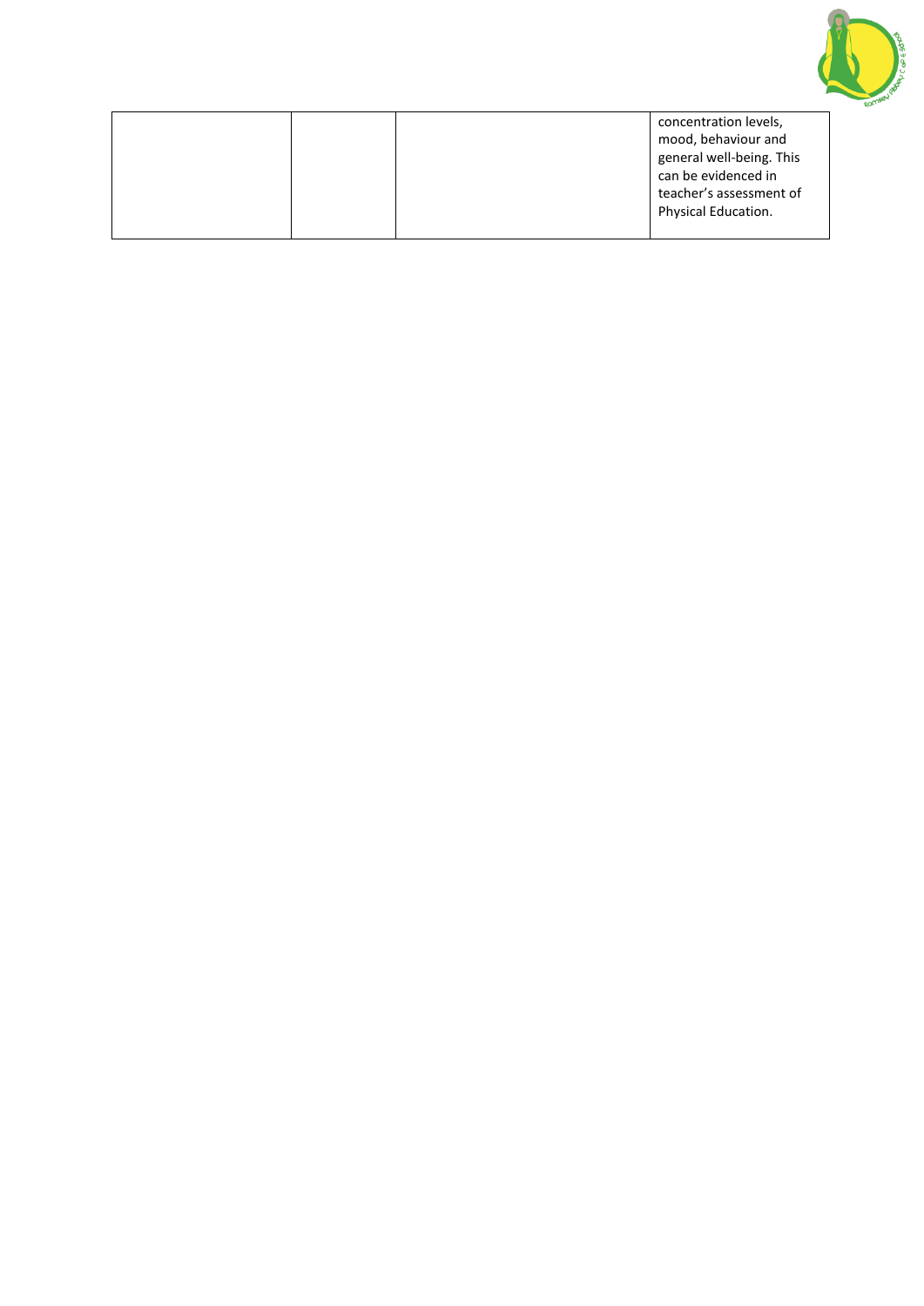| | | | |
|---|---|---|---|
| | | | concentration levels, mood, behaviour and general well-being. This can be evidenced in teacher's assessment of Physical Education. |